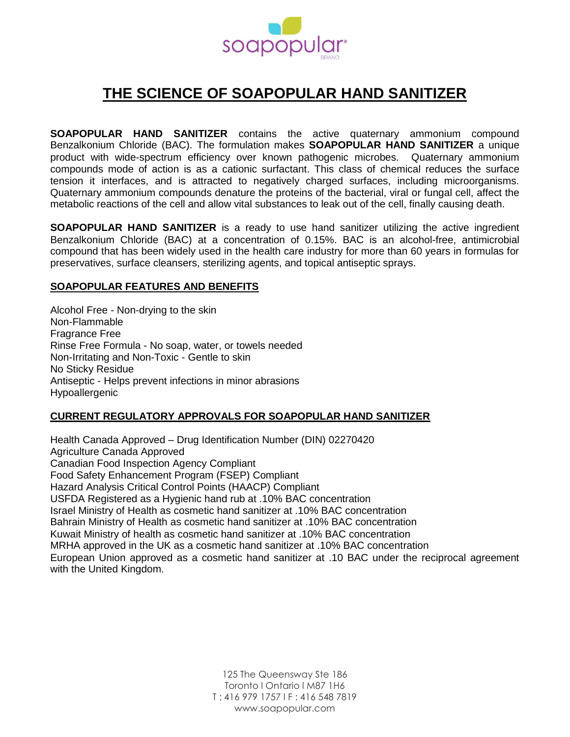soapopular® BRAND

# THE SCIENCE OF SOAPOPULAR HAND SANITIZER

**SOAPOPULAR HAND SANITIZER** contains the active quaternary ammonium compound Benzalkonium Chloride (BAC). The formulation makes **SOAPOPULAR HAND SANITIZER** a unique product with wide-spectrum efficiency over known pathogenic microbes. Quaternary ammonium compounds mode of action is as a cationic surfactant. This class of chemical reduces the surface tension it interfaces, and is attracted to negatively charged surfaces, including microorganisms. Quaternary ammonium compounds denature the proteins of the bacterial, viral or fungal cell, affect the metabolic reactions of the cell and allow vital substances to leak out of the cell, finally causing death.

**SOAPOPULAR HAND SANITIZER** is a ready to use hand sanitizer utilizing the active ingredient Benzalkonium Chloride (BAC) at a concentration of 0.15%. BAC is an alcohol-free, antimicrobial compound that has been widely used in the health care industry for more than 60 years in formulas for preservatives, surface cleansers, sterilizing agents, and topical antiseptic sprays.

## SOAPOPULAR FEATURES AND BENEFITS

Alcohol Free - Non-drying to the skin
Non-Flammable
Fragrance Free
Rinse Free Formula - No soap, water, or towels needed
Non-Irritating and Non-Toxic - Gentle to skin
No Sticky Residue
Antiseptic - Helps prevent infections in minor abrasions
Hypoallergenic

## CURRENT REGULATORY APPROVALS FOR SOAPOPULAR HAND SANITIZER

Health Canada Approved – Drug Identification Number (DIN) 02270420
Agriculture Canada Approved
Canadian Food Inspection Agency Compliant
Food Safety Enhancement Program (FSEP) Compliant
Hazard Analysis Critical Control Points (HAACP) Compliant
USFDA Registered as a Hygienic hand rub at .10% BAC concentration
Israel Ministry of Health as cosmetic hand sanitizer at .10% BAC concentration
Bahrain Ministry of Health as cosmetic hand sanitizer at .10% BAC concentration
Kuwait Ministry of health as cosmetic hand sanitizer at .10% BAC concentration
MRHA approved in the UK as a cosmetic hand sanitizer at .10% BAC concentration
European Union approved as a cosmetic hand sanitizer at .10 BAC under the reciprocal agreement with the United Kingdom.

125 The Queensway Ste 186
Toronto I Ontario I M87 1H6
T : 416 979 1757 I F : 416 548 7819
www.soapopular.com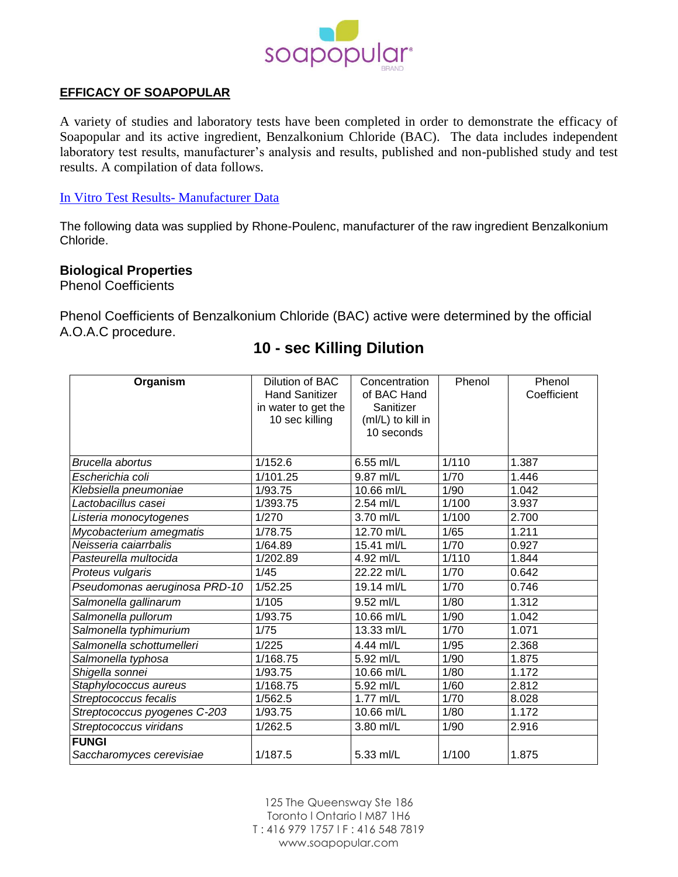## EFFICACY OF SOAPOPULAR

A variety of studies and laboratory tests have been completed in order to demonstrate the efficacy of Soapopular and its active ingredient, Benzalkonium Chloride (BAC). The data includes independent laboratory test results, manufacturer's analysis and results, published and non-published study and test results. A compilation of data follows.

In Vitro Test Results- Manufacturer Data

The following data was supplied by Rhone-Poulenc, manufacturer of the raw ingredient Benzalkonium Chloride.

### Biological Properties

Phenol Coefficients

Phenol Coefficients of Benzalkonium Chloride (BAC) active were determined by the official A.O.A.C procedure.

### 10 - sec Killing Dilution

| Organism | Dilution of BAC Hand Sanitizer in water to get the 10 sec killing | Concentration of BAC Hand Sanitizer (ml/L) to kill in 10 seconds | Phenol | Phenol Coefficient |
|---|---|---|---|---|
| *Brucella abortus* | 1/152.6 | 6.55 ml/L | 1/110 | 1.387 |
| *Escherichia coli* | 1/101.25 | 9.87 ml/L | 1/70 | 1.446 |
| *Klebsiella pneumoniae* | 1/93.75 | 10.66 ml/L | 1/90 | 1.042 |
| *Lactobacillus casei* | 1/393.75 | 2.54 ml/L | 1/100 | 3.937 |
| *Listeria monocytogenes* | 1/270 | 3.70 ml/L | 1/100 | 2.700 |
| *Mycobacterium amegmatis* | 1/78.75 | 12.70 ml/L | 1/65 | 1.211 |
| *Neisseria caiarrbalis* | 1/64.89 | 15.41 ml/L | 1/70 | 0.927 |
| *Pasteurella multocida* | 1/202.89 | 4.92 ml/L | 1/110 | 1.844 |
| *Proteus vulgaris* | 1/45 | 22.22 ml/L | 1/70 | 0.642 |
| *Pseudomonas aeruginosa PRD-10* | 1/52.25 | 19.14 ml/L | 1/70 | 0.746 |
| *Salmonella gallinarum* | 1/105 | 9.52 mL/L | 1/80 | 1.312 |
| *Salmonella pullorum* | 1/93.75 | 10.66 ml/L | 1/90 | 1.042 |
| *Salmonella typhimurium* | 1/75 | 13.33 ml/L | 1/70 | 1.071 |
| *Salmonella schottumelleri* | 1/225 | 4.44 ml/L | 1/95 | 2.368 |
| *Salmonella typhosa* | 1/168.75 | 5.92 ml/L | 1/90 | 1.875 |
| *Shigella sonnei* | 1/93.75 | 10.66 ml/L | 1/80 | 1.172 |
| *Staphylococcus aureus* | 1/168.75 | 5.92 ml/L | 1/60 | 2.812 |
| *Streptococcus fecalis* | 1/562.5 | 1.77 ml/L | 1/70 | 8.028 |
| *Streptococcus pyogenes C-203* | 1/93.75 | 10.66 ml/L | 1/80 | 1.172 |
| *Streptococcus viridans* | 1/262.5 | 3.80 ml/L | 1/90 | 2.916 |
| **FUNGI** *Saccharomyces cerevisiae* | 1/187.5 | 5.33 ml/L | 1/100 | 1.875 |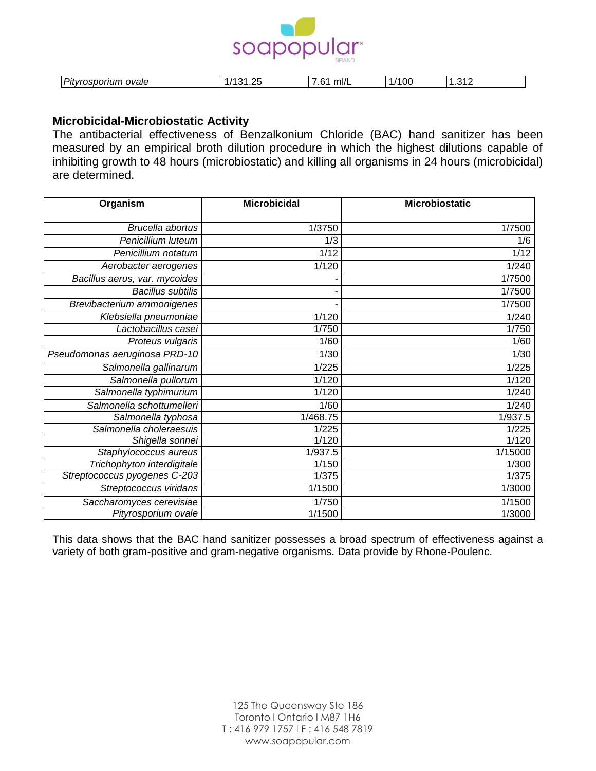| Pityrosporium ovale | 1/131.25 | 7.61 ml/L | 1/100 | 1.312 |
|---|---|---|---|---|

### Microbicidal-Microbiostatic Activity

The antibacterial effectiveness of Benzalkonium Chloride (BAC) hand sanitizer has been measured by an empirical broth dilution procedure in which the highest dilutions capable of inhibiting growth to 48 hours (microbiostatic) and killing all organisms in 24 hours (microbicidal) are determined.

| Organism | Microbicidal | Microbiostatic |
|---|---|---|
| *Brucella abortus* | 1/3750 | 1/7500 |
| *Penicillium luteum* | 1/3 | 1/6 |
| *Penicillium notatum* | 1/12 | 1/12 |
| *Aerobacter aerogenes* | 1/120 | 1/240 |
| *Bacillus aerus, var. mycoides* | - | 1/7500 |
| *Bacillus subtilis* | - | 1/7500 |
| *Brevibacterium ammonigenes* | - | 1/7500 |
| *Klebsiella pneumoniae* | 1/120 | 1/240 |
| *Lactobacillus casei* | 1/750 | 1/750 |
| *Proteus vulgaris* | 1/60 | 1/60 |
| *Pseudomonas aeruginosa PRD-10* | 1/30 | 1/30 |
| *Salmonella gallinarum* | 1/225 | 1/225 |
| *Salmonella pullorum* | 1/120 | 1/120 |
| *Salmonella typhimurium* | 1/120 | 1/240 |
| *Salmonella schottumelleri* | 1/60 | 1/240 |
| *Salmonella typhosa* | 1/468.75 | 1/937.5 |
| *Salmonella choleraesuis* | 1/225 | 1/225 |
| *Shigella sonnei* | 1/120 | 1/120 |
| *Staphylococcus aureus* | 1/937.5 | 1/15000 |
| *Trichophyton interdigitale* | 1/150 | 1/300 |
| *Streptococcus pyogenes C-203* | 1/375 | 1/375 |
| *Streptococcus viridans* | 1/1500 | 1/3000 |
| *Saccharomyces cerevisiae* | 1/750 | 1/1500 |
| *Pityrosporium ovale* | 1/1500 | 1/3000 |

This data shows that the BAC hand sanitizer possesses a broad spectrum of effectiveness against a variety of both gram-positive and gram-negative organisms. Data provide by Rhone-Poulenc.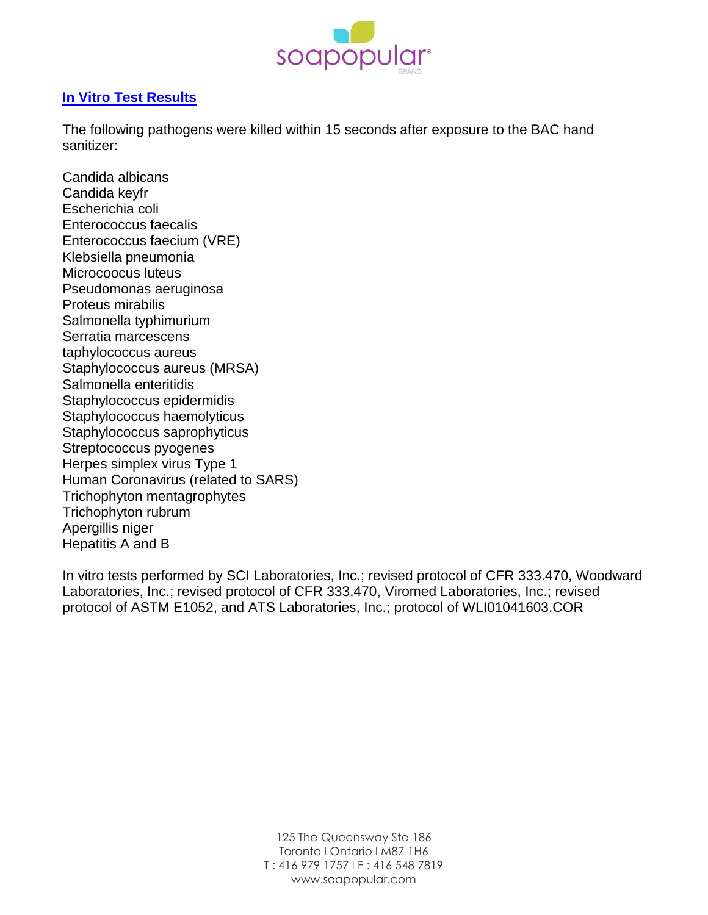## In Vitro Test Results

The following pathogens were killed within 15 seconds after exposure to the BAC hand sanitizer:

Candida albicans
Candida keyfr
Escherichia coli
Enterococcus faecalis
Enterococcus faecium (VRE)
Klebsiella pneumonia
Microcoocus luteus
Pseudomonas aeruginosa
Proteus mirabilis
Salmonella typhimurium
Serratia marcescens
taphylococcus aureus
Staphylococcus aureus (MRSA)
Salmonella enteritidis
Staphylococcus epidermidis
Staphylococcus haemolyticus
Staphylococcus saprophyticus
Streptococcus pyogenes
Herpes simplex virus Type 1
Human Coronavirus (related to SARS)
Trichophyton mentagrophytes
Trichophyton rubrum
Apergillis niger
Hepatitis A and B

In vitro tests performed by SCI Laboratories, Inc.; revised protocol of CFR 333.470, Woodward Laboratories, Inc.; revised protocol of CFR 333.470, Viromed Laboratories, Inc.; revised protocol of ASTM E1052, and ATS Laboratories, Inc.; protocol of WLI01041603.COR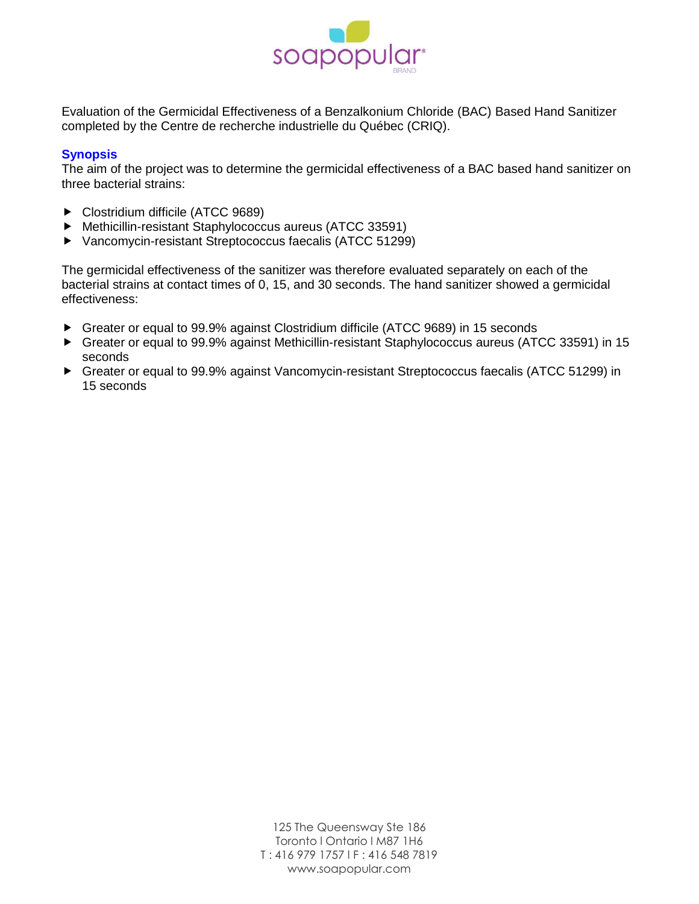Evaluation of the Germicidal Effectiveness of a Benzalkonium Chloride (BAC) Based Hand Sanitizer completed by the Centre de recherche industrielle du Québec (CRIQ).

## Synopsis

The aim of the project was to determine the germicidal effectiveness of a BAC based hand sanitizer on three bacterial strains:

- Clostridium difficile (ATCC 9689)
- Methicillin-resistant Staphylococcus aureus (ATCC 33591)
- Vancomycin-resistant Streptococcus faecalis (ATCC 51299)

The germicidal effectiveness of the sanitizer was therefore evaluated separately on each of the bacterial strains at contact times of 0, 15, and 30 seconds. The hand sanitizer showed a germicidal effectiveness:

- Greater or equal to 99.9% against Clostridium difficile (ATCC 9689) in 15 seconds
- Greater or equal to 99.9% against Methicillin-resistant Staphylococcus aureus (ATCC 33591) in 15 seconds
- Greater or equal to 99.9% against Vancomycin-resistant Streptococcus faecalis (ATCC 51299) in 15 seconds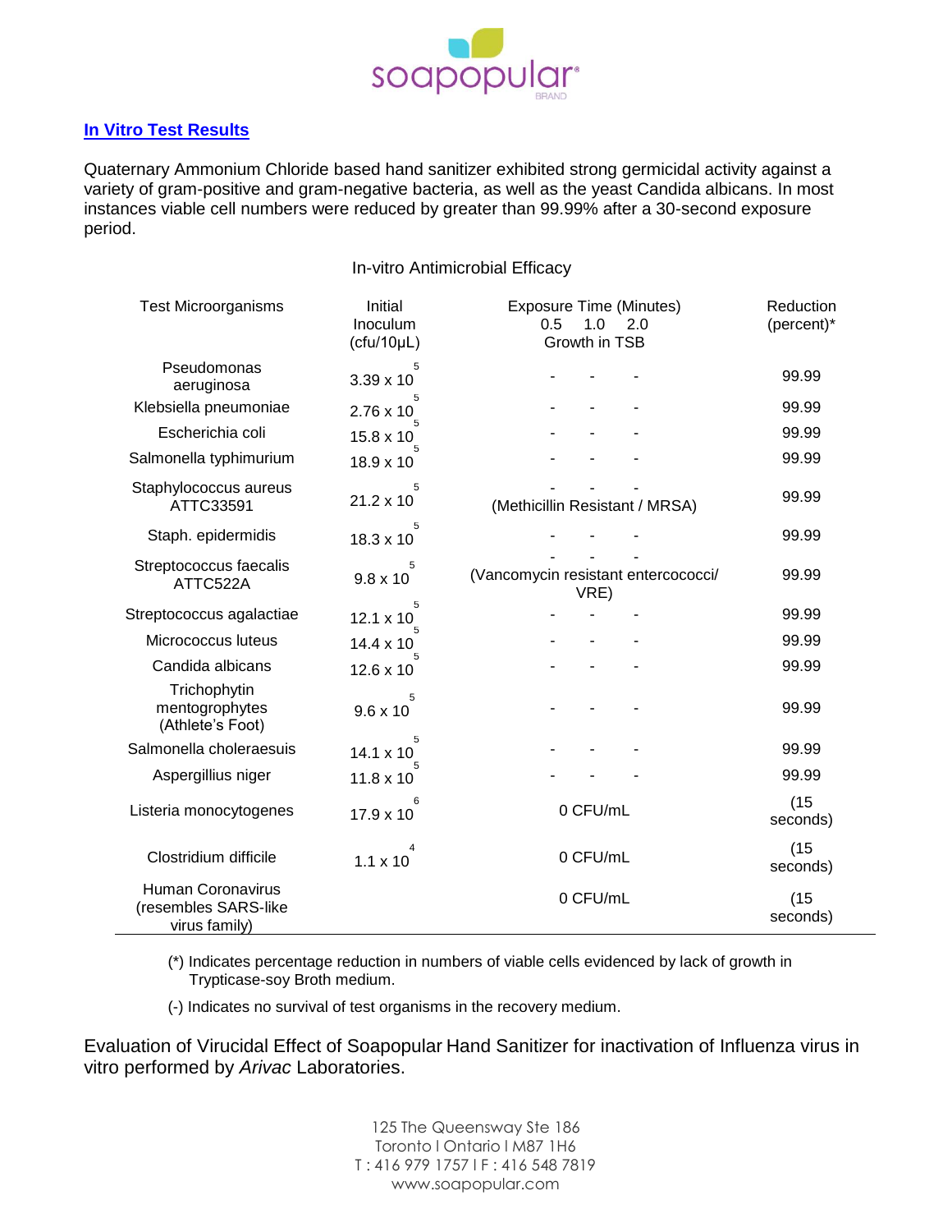## In Vitro Test Results

Quaternary Ammonium Chloride based hand sanitizer exhibited strong germicidal activity against a variety of gram-positive and gram-negative bacteria, as well as the yeast Candida albicans. In most instances viable cell numbers were reduced by greater than 99.99% after a 30-second exposure period.

In-vitro Antimicrobial Efficacy

| Test Microorganisms | Initial Inoculum (cfu/10μL) | Exposure Time (Minutes) Growth in TSB 0.5 | 1.0 | 2.0 | Reduction (percent)* |
|---|---|---|---|---|---|
| Pseudomonas aeruginosa | $3.39 \times 10^5$ | - | - | - | 99.99 |
| Klebsiella pneumoniae | $2.76 \times 10^5$ | - | - | - | 99.99 |
| Escherichia coli | $15.8 \times 10^5$ | - | - | - | 99.99 |
| Salmonella typhimurium | $18.9 \times 10^5$ | - | - | - | 99.99 |
| Staphylococcus aureus ATTC33591 | $21.2 \times 10^5$ | - (Methicillin Resistant / MRSA) | - | - | 99.99 |
| Staph. epidermidis | $18.3 \times 10^5$ | - | - | - | 99.99 |
| Streptococcus faecalis ATTC522A | $9.8 \times 10^5$ | - (Vancomycin resistant entercococci/ VRE) | - | - | 99.99 |
| Streptococcus agalactiae | $12.1 \times 10^5$ | - | - | - | 99.99 |
| Micrococcus luteus | $14.4 \times 10^5$ | - | - | - | 99.99 |
| Candida albicans | $12.6 \times 10^5$ | - | - | - | 99.99 |
| Trichophytin mentogrophytes (Athlete's Foot) | $9.6 \times 10^5$ | - | - | - | 99.99 |
| Salmonella choleraesuis | $14.1 \times 10^5$ | - | - | - | 99.99 |
| Aspergillius niger | $11.8 \times 10^5$ | - | - | - | 99.99 |
| Listeria monocytogenes | $17.9 \times 10^6$ | 0 CFU/mL | | | (15 seconds) |
| Clostridium difficile | $1.1 \times 10^4$ | 0 CFU/mL | | | (15 seconds) |
| Human Coronavirus (resembles SARS-like virus family) | | 0 CFU/mL | | | (15 seconds) |

(*) Indicates percentage reduction in numbers of viable cells evidenced by lack of growth in Trypticase-soy Broth medium.

(-) Indicates no survival of test organisms in the recovery medium.

Evaluation of Virucidal Effect of Soapopular Hand Sanitizer for inactivation of Influenza virus in vitro performed by *Arivac* Laboratories.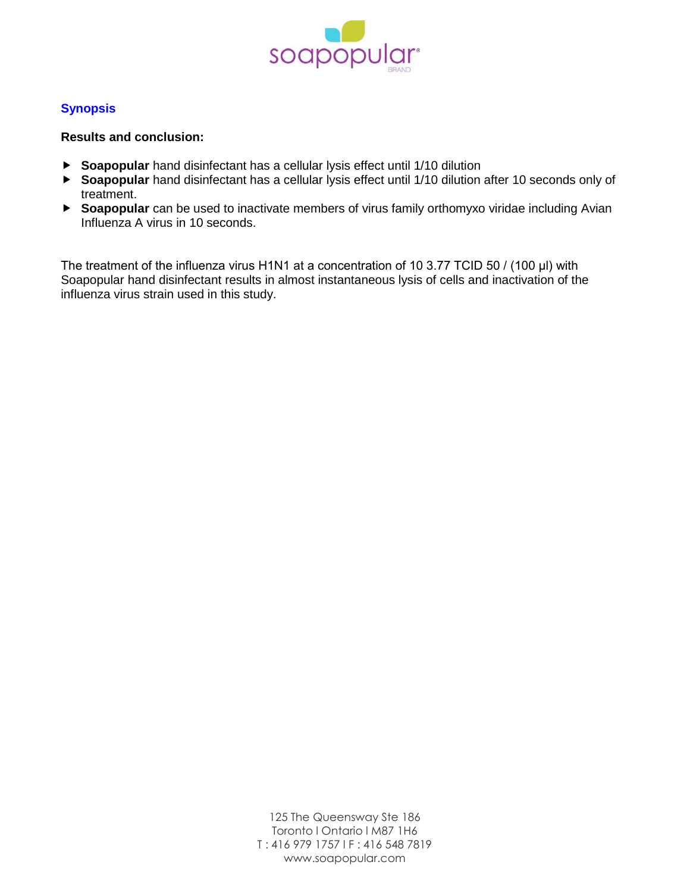## Synopsis

**Results and conclusion:**

- **Soapopular** hand disinfectant has a cellular lysis effect until 1/10 dilution
- **Soapopular** hand disinfectant has a cellular lysis effect until 1/10 dilution after 10 seconds only of treatment.
- **Soapopular** can be used to inactivate members of virus family orthomyxo viridae including Avian Influenza A virus in 10 seconds.

The treatment of the influenza virus H1N1 at a concentration of $10^{3.77}$ TCID 50 / (100 µl) with Soapopular hand disinfectant results in almost instantaneous lysis of cells and inactivation of the influenza virus strain used in this study.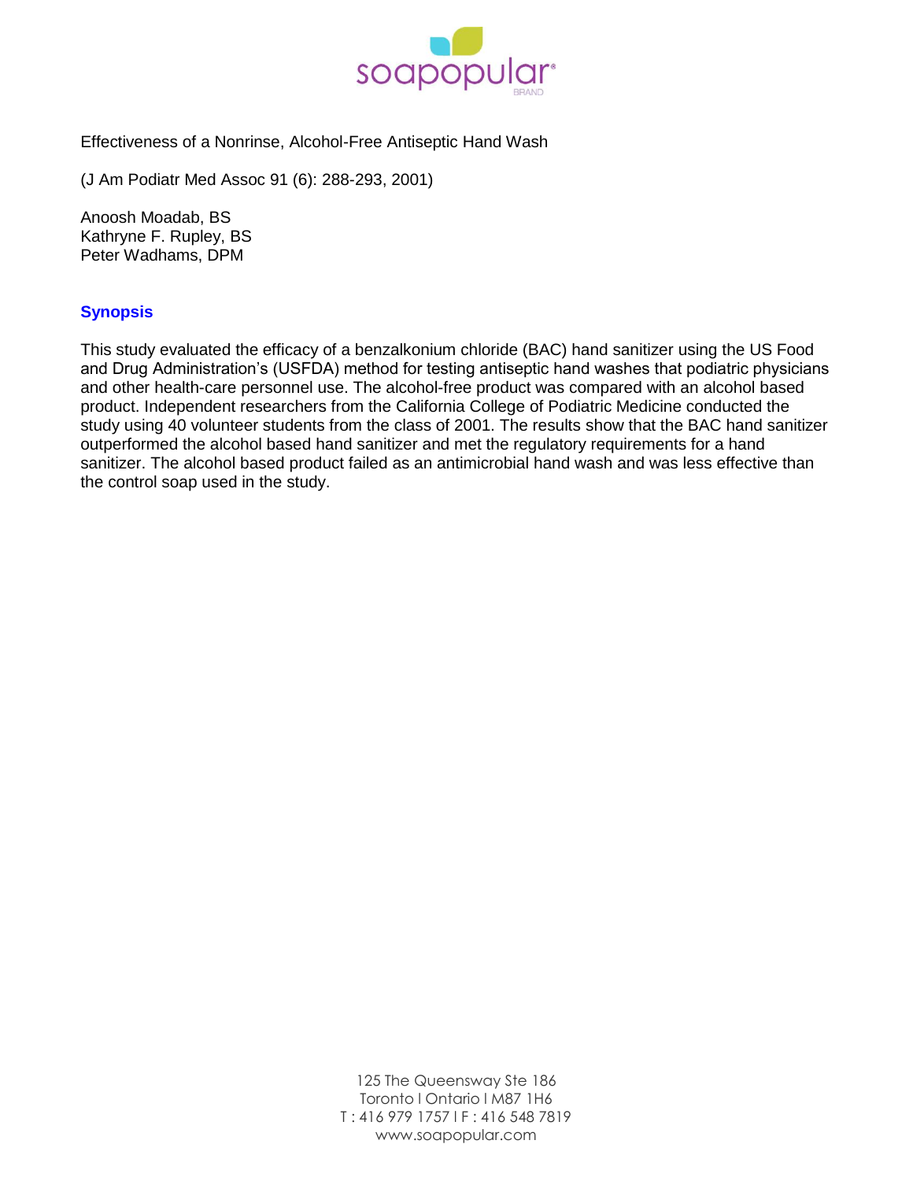Effectiveness of a Nonrinse, Alcohol-Free Antiseptic Hand Wash

(J Am Podiatr Med Assoc 91 (6): 288-293, 2001)

Anoosh Moadab, BS
Kathryne F. Rupley, BS
Peter Wadhams, DPM

## Synopsis

This study evaluated the efficacy of a benzalkonium chloride (BAC) hand sanitizer using the US Food and Drug Administration's (USFDA) method for testing antiseptic hand washes that podiatric physicians and other health-care personnel use. The alcohol-free product was compared with an alcohol based product. Independent researchers from the California College of Podiatric Medicine conducted the study using 40 volunteer students from the class of 2001. The results show that the BAC hand sanitizer outperformed the alcohol based hand sanitizer and met the regulatory requirements for a hand sanitizer. The alcohol based product failed as an antimicrobial hand wash and was less effective than the control soap used in the study.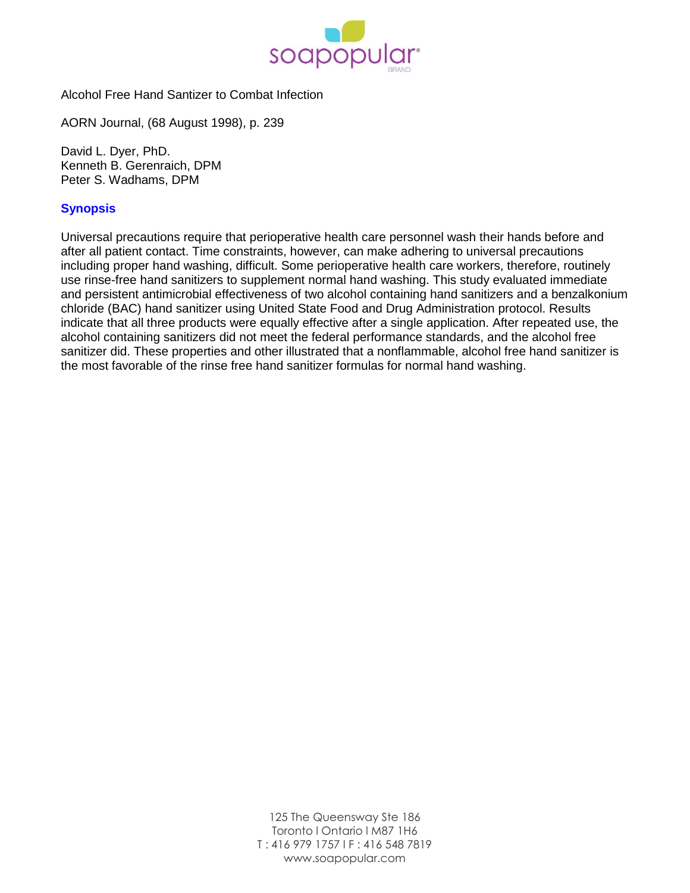Alcohol Free Hand Santizer to Combat Infection

AORN Journal, (68 August 1998), p. 239

David L. Dyer, PhD.
Kenneth B. Gerenraich, DPM
Peter S. Wadhams, DPM

## Synopsis

Universal precautions require that perioperative health care personnel wash their hands before and after all patient contact. Time constraints, however, can make adhering to universal precautions including proper hand washing, difficult. Some perioperative health care workers, therefore, routinely use rinse-free hand sanitizers to supplement normal hand washing. This study evaluated immediate and persistent antimicrobial effectiveness of two alcohol containing hand sanitizers and a benzalkonium chloride (BAC) hand sanitizer using United State Food and Drug Administration protocol. Results indicate that all three products were equally effective after a single application. After repeated use, the alcohol containing sanitizers did not meet the federal performance standards, and the alcohol free sanitizer did. These properties and other illustrated that a nonflammable, alcohol free hand sanitizer is the most favorable of the rinse free hand sanitizer formulas for normal hand washing.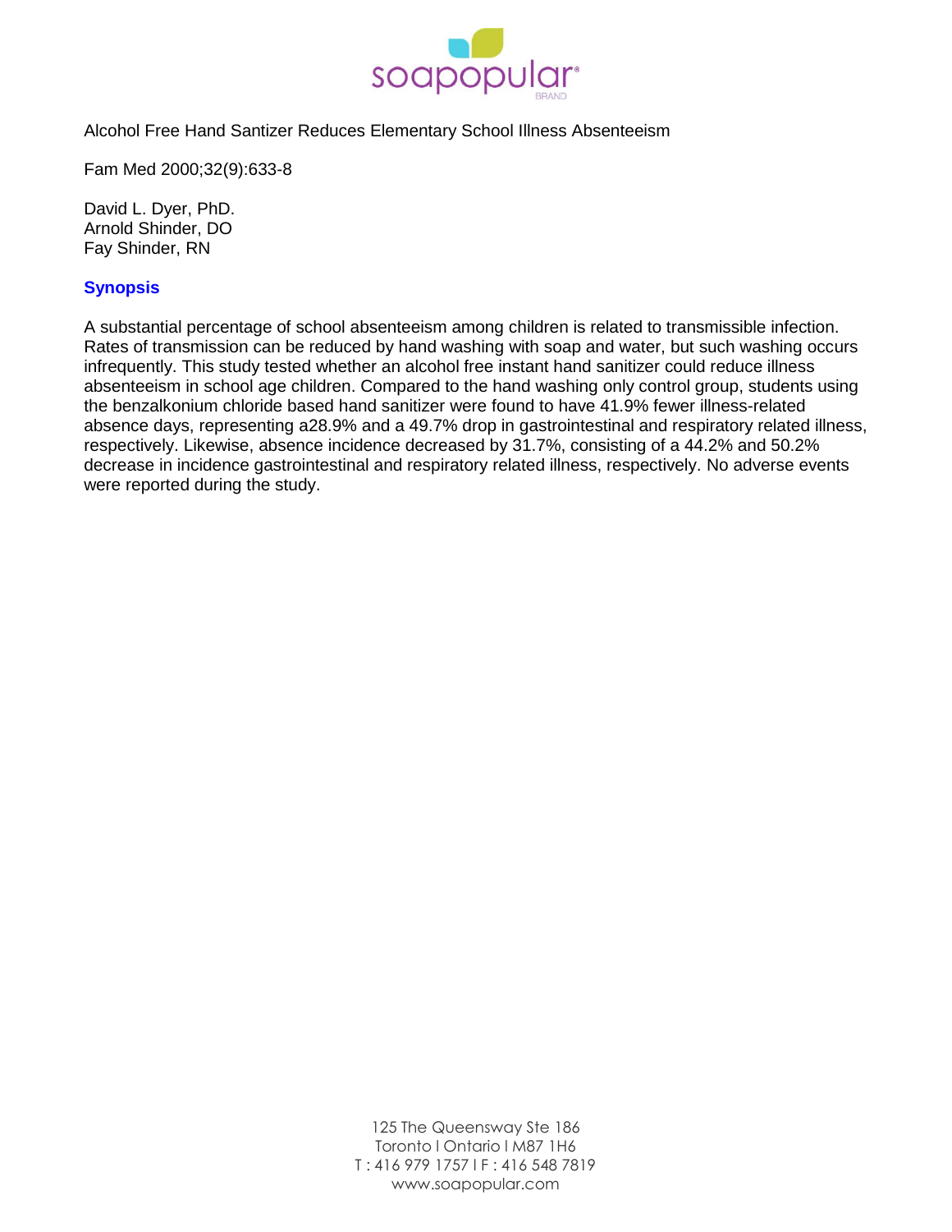soapopular BRAND

Alcohol Free Hand Santizer Reduces Elementary School Illness Absenteeism

Fam Med 2000;32(9):633-8

David L. Dyer, PhD.
Arnold Shinder, DO
Fay Shinder, RN

## Synopsis

A substantial percentage of school absenteeism among children is related to transmissible infection. Rates of transmission can be reduced by hand washing with soap and water, but such washing occurs infrequently. This study tested whether an alcohol free instant hand sanitizer could reduce illness absenteeism in school age children. Compared to the hand washing only control group, students using the benzalkonium chloride based hand sanitizer were found to have 41.9% fewer illness-related absence days, representing a28.9% and a 49.7% drop in gastrointestinal and respiratory related illness, respectively. Likewise, absence incidence decreased by 31.7%, consisting of a 44.2% and 50.2% decrease in incidence gastrointestinal and respiratory related illness, respectively. No adverse events were reported during the study.

125 The Queensway Ste 186
Toronto l Ontario l M87 1H6
T : 416 979 1757 l F : 416 548 7819
www.soapopular.com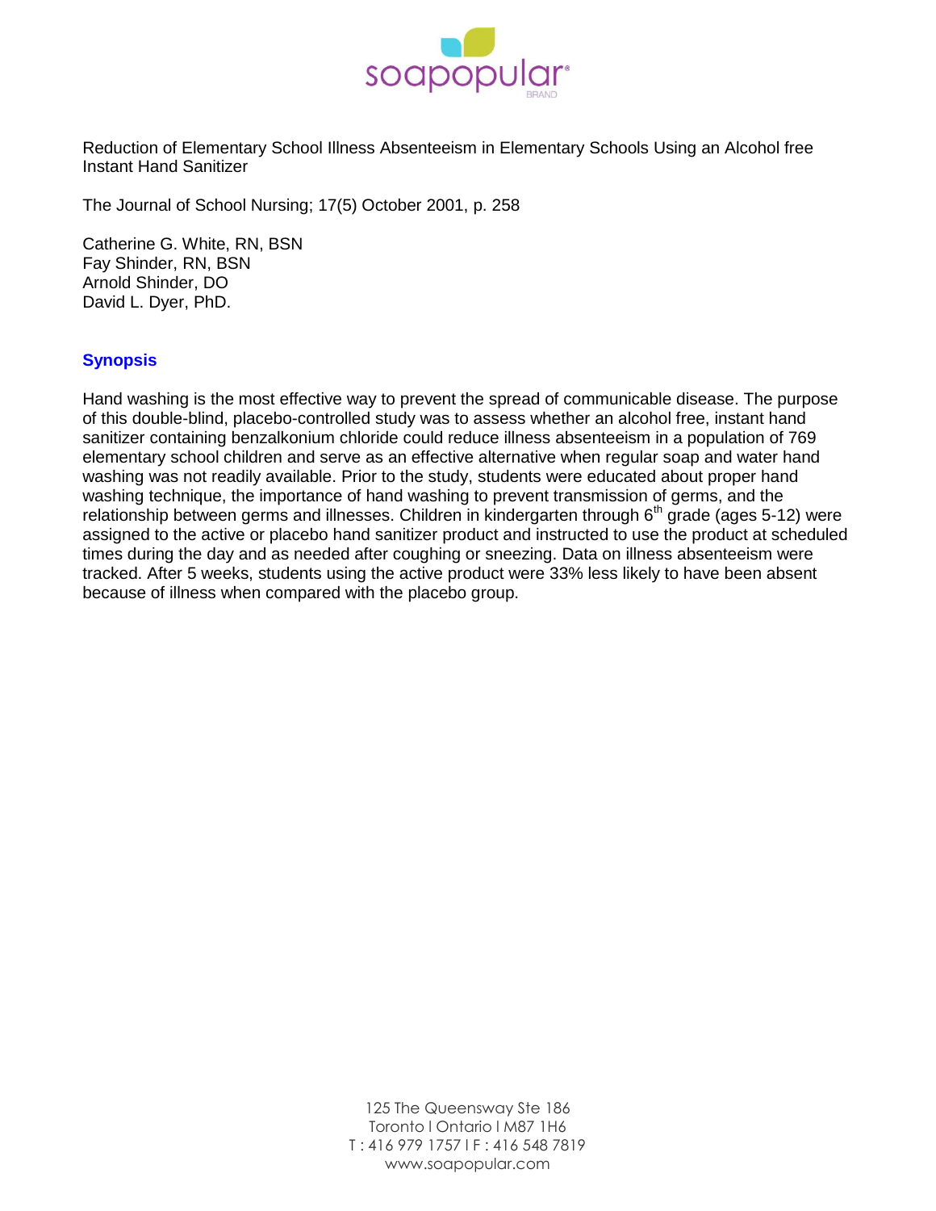soapopular BRAND

Reduction of Elementary School Illness Absenteeism in Elementary Schools Using an Alcohol free Instant Hand Sanitizer

The Journal of School Nursing; 17(5) October 2001, p. 258

Catherine G. White, RN, BSN
Fay Shinder, RN, BSN
Arnold Shinder, DO
David L. Dyer, PhD.

## Synopsis

Hand washing is the most effective way to prevent the spread of communicable disease. The purpose of this double-blind, placebo-controlled study was to assess whether an alcohol free, instant hand sanitizer containing benzalkonium chloride could reduce illness absenteeism in a population of 769 elementary school children and serve as an effective alternative when regular soap and water hand washing was not readily available. Prior to the study, students were educated about proper hand washing technique, the importance of hand washing to prevent transmission of germs, and the relationship between germs and illnesses. Children in kindergarten through 6th grade (ages 5-12) were assigned to the active or placebo hand sanitizer product and instructed to use the product at scheduled times during the day and as needed after coughing or sneezing. Data on illness absenteeism were tracked. After 5 weeks, students using the active product were 33% less likely to have been absent because of illness when compared with the placebo group.

125 The Queensway Ste 186
Toronto I Ontario I M87 1H6
T : 416 979 1757 I F : 416 548 7819
www.soapopular.com